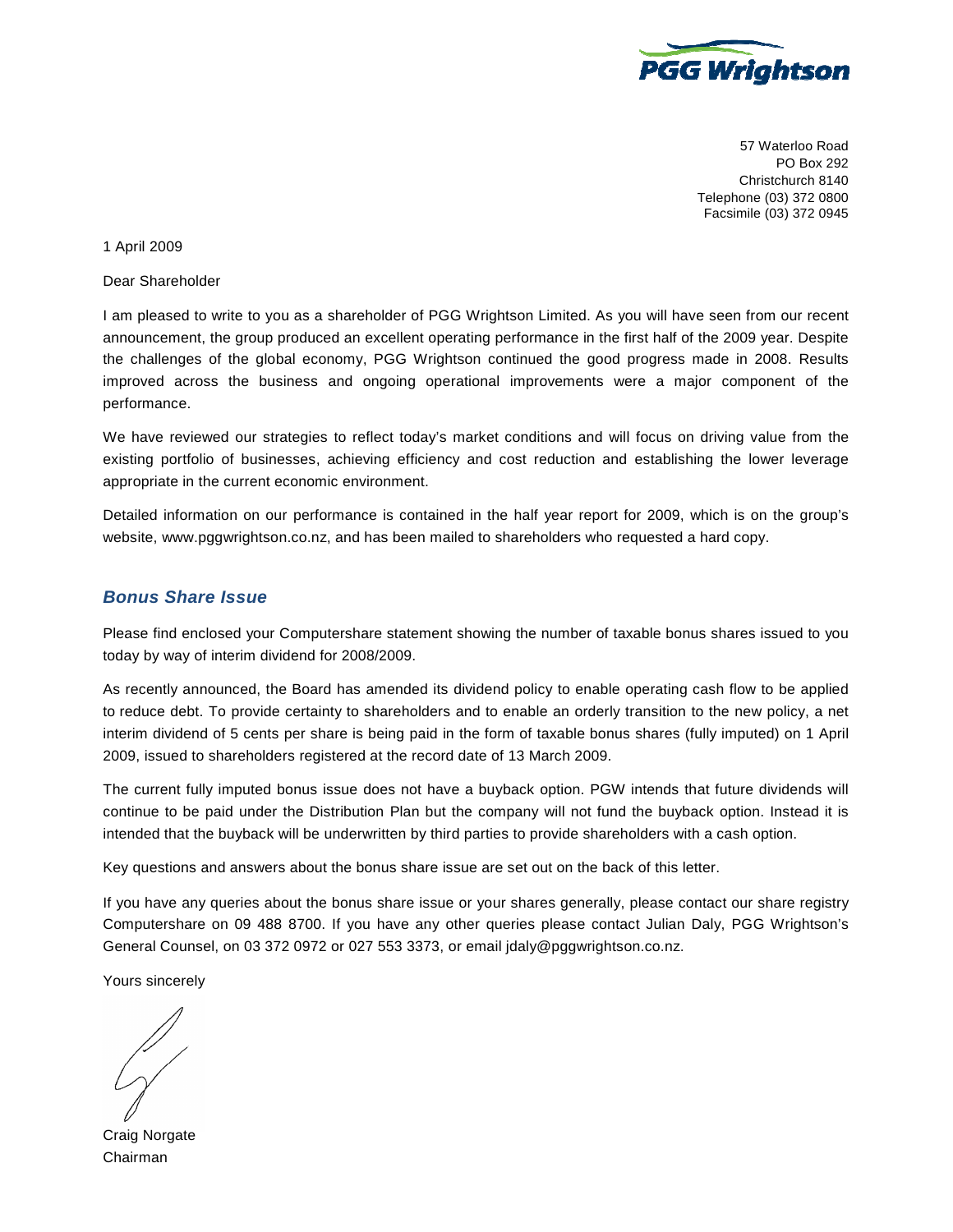PGG Wrightson

57 Waterloo Road
PO Box 292
Christchurch 8140
Telephone (03) 372 0800
Facsimile (03) 372 0945

1 April 2009

Dear Shareholder

I am pleased to write to you as a shareholder of PGG Wrightson Limited. As you will have seen from our recent announcement, the group produced an excellent operating performance in the first half of the 2009 year. Despite the challenges of the global economy, PGG Wrightson continued the good progress made in 2008. Results improved across the business and ongoing operational improvements were a major component of the performance.

We have reviewed our strategies to reflect today's market conditions and will focus on driving value from the existing portfolio of businesses, achieving efficiency and cost reduction and establishing the lower leverage appropriate in the current economic environment.

Detailed information on our performance is contained in the half year report for 2009, which is on the group's website, www.pggwrightson.co.nz, and has been mailed to shareholders who requested a hard copy.

## *Bonus Share Issue*

Please find enclosed your Computershare statement showing the number of taxable bonus shares issued to you today by way of interim dividend for 2008/2009.

As recently announced, the Board has amended its dividend policy to enable operating cash flow to be applied to reduce debt. To provide certainty to shareholders and to enable an orderly transition to the new policy, a net interim dividend of 5 cents per share is being paid in the form of taxable bonus shares (fully imputed) on 1 April 2009, issued to shareholders registered at the record date of 13 March 2009.

The current fully imputed bonus issue does not have a buyback option. PGW intends that future dividends will continue to be paid under the Distribution Plan but the company will not fund the buyback option. Instead it is intended that the buyback will be underwritten by third parties to provide shareholders with a cash option.

Key questions and answers about the bonus share issue are set out on the back of this letter.

If you have any queries about the bonus share issue or your shares generally, please contact our share registry Computershare on 09 488 8700. If you have any other queries please contact Julian Daly, PGG Wrightson's General Counsel, on 03 372 0972 or 027 553 3373, or email jdaly@pggwrightson.co.nz.

Yours sincerely

Craig Norgate
Chairman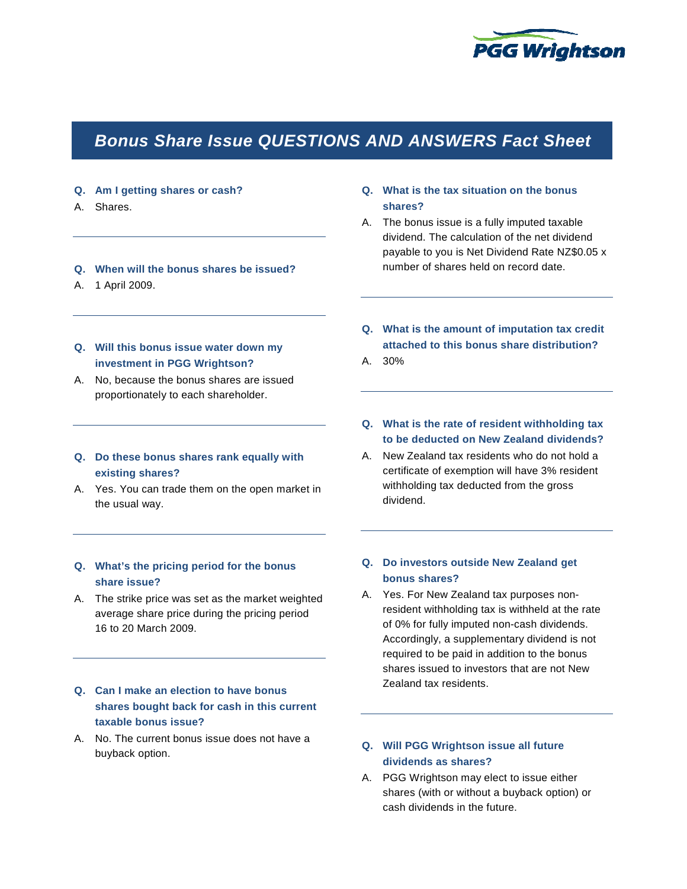# Bonus Share Issue QUESTIONS AND ANSWERS Fact Sheet

**Q. Am I getting shares or cash?**

A. Shares.

**Q. When will the bonus shares be issued?**

A. 1 April 2009.

**Q. Will this bonus issue water down my investment in PGG Wrightson?**

A. No, because the bonus shares are issued proportionately to each shareholder.

**Q. Do these bonus shares rank equally with existing shares?**

A. Yes. You can trade them on the open market in the usual way.

**Q. What's the pricing period for the bonus share issue?**

A. The strike price was set as the market weighted average share price during the pricing period 16 to 20 March 2009.

**Q. Can I make an election to have bonus shares bought back for cash in this current taxable bonus issue?**

A. No. The current bonus issue does not have a buyback option.

**Q. What is the tax situation on the bonus shares?**

A. The bonus issue is a fully imputed taxable dividend. The calculation of the net dividend payable to you is Net Dividend Rate NZ$0.05 x number of shares held on record date.

**Q. What is the amount of imputation tax credit attached to this bonus share distribution?**

A. 30%

**Q. What is the rate of resident withholding tax to be deducted on New Zealand dividends?**

A. New Zealand tax residents who do not hold a certificate of exemption will have 3% resident withholding tax deducted from the gross dividend.

**Q. Do investors outside New Zealand get bonus shares?**

A. Yes. For New Zealand tax purposes non-resident withholding tax is withheld at the rate of 0% for fully imputed non-cash dividends. Accordingly, a supplementary dividend is not required to be paid in addition to the bonus shares issued to investors that are not New Zealand tax residents.

**Q. Will PGG Wrightson issue all future dividends as shares?**

A. PGG Wrightson may elect to issue either shares (with or without a buyback option) or cash dividends in the future.